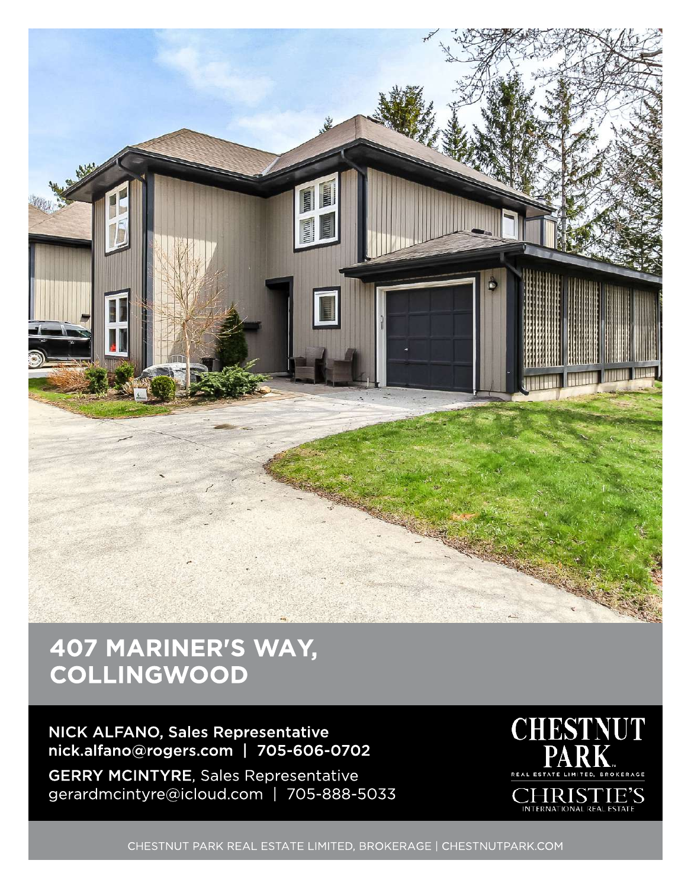# 407 MARINER'S WAY, COLLINGWOOD

**NICK ALFANO**, Sales Representative
nick.alfano@rogers.com | 705-606-0702

**GERRY MCINTYRE**, Sales Representative
gerardmcintyre@icloud.com | 705-888-5033

CHESTNUT PARK
REAL ESTATE LIMITED, BROKERAGE
CHRISTIE'S
INTERNATIONAL REAL ESTATE

CHESTNUT PARK REAL ESTATE LIMITED, BROKERAGE | CHESTNUTPARK.COM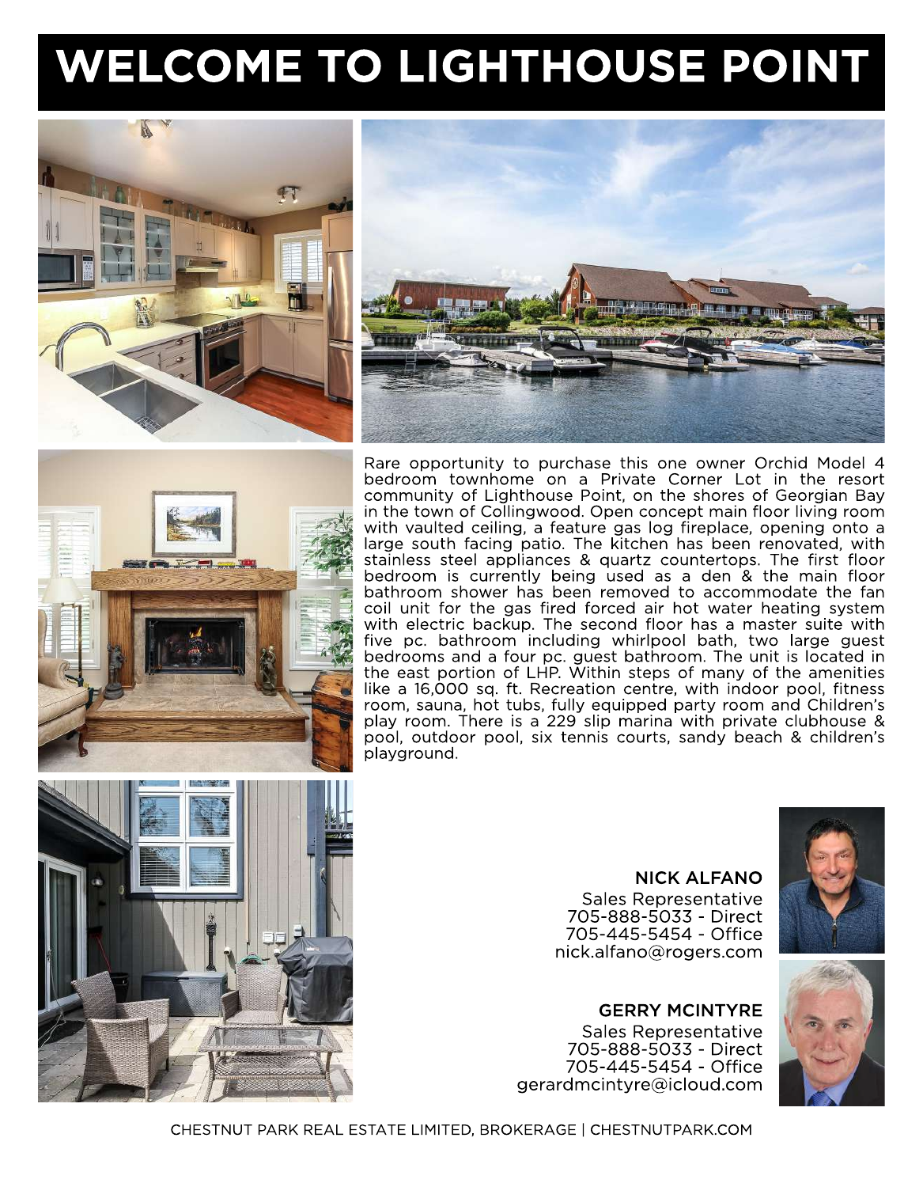# WELCOME TO LIGHTHOUSE POINT

Rare opportunity to purchase this one owner Orchid Model 4 bedroom townhome on a Private Corner Lot in the resort community of Lighthouse Point, on the shores of Georgian Bay in the town of Collingwood. Open concept main floor living room with vaulted ceiling, a feature gas log fireplace, opening onto a large south facing patio. The kitchen has been renovated, with stainless steel appliances & quartz countertops. The first floor bedroom is currently being used as a den & the main floor bathroom shower has been removed to accommodate the fan coil unit for the gas fired forced air hot water heating system with electric backup. The second floor has a master suite with five pc. bathroom including whirlpool bath, two large guest bedrooms and a four pc. guest bathroom. The unit is located in the east portion of LHP. Within steps of many of the amenities like a 16,000 sq. ft. Recreation centre, with indoor pool, fitness room, sauna, hot tubs, fully equipped party room and Children's play room. There is a 229 slip marina with private clubhouse & pool, outdoor pool, six tennis courts, sandy beach & children's playground.

**NICK ALFANO**
Sales Representative
705-888-5033 - Direct
705-445-5454 - Office
nick.alfano@rogers.com

**GERRY MCINTYRE**
Sales Representative
705-888-5033 - Direct
705-445-5454 - Office
gerardmcintyre@icloud.com

CHESTNUT PARK REAL ESTATE LIMITED, BROKERAGE | CHESTNUTPARK.COM